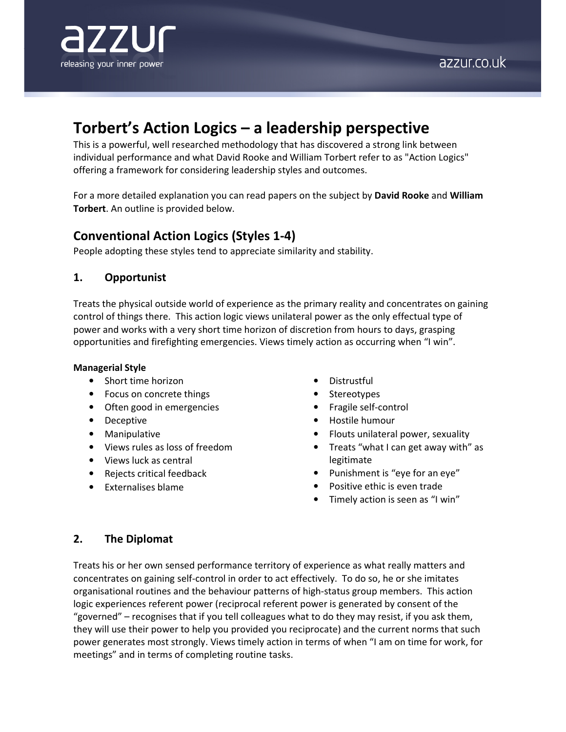# Torbert's Action Logics – a leadership perspective

This is a powerful, well researched methodology that has discovered a strong link between individual performance and what David Rooke and William Torbert refer to as "Action Logics" offering a framework for considering leadership styles and outcomes.

For a more detailed explanation you can read papers on the subject by **David Rooke** and **William Torbert**. An outline is provided below.

## Conventional Action Logics (Styles 1-4)

People adopting these styles tend to appreciate similarity and stability.

### 1. Opportunist

Treats the physical outside world of experience as the primary reality and concentrates on gaining control of things there. This action logic views unilateral power as the only effectual type of power and works with a very short time horizon of discretion from hours to days, grasping opportunities and firefighting emergencies. Views timely action as occurring when "I win".

**Managerial Style**

- Short time horizon
- Focus on concrete things
- Often good in emergencies
- Deceptive
- Manipulative
- Views rules as loss of freedom
- Views luck as central
- Rejects critical feedback
- Externalises blame
- Distrustful
- Stereotypes
- Fragile self-control
- Hostile humour
- Flouts unilateral power, sexuality
- Treats "what I can get away with" as legitimate
- Punishment is "eye for an eye"
- Positive ethic is even trade
- Timely action is seen as "I win"

### 2. The Diplomat

Treats his or her own sensed performance territory of experience as what really matters and concentrates on gaining self-control in order to act effectively. To do so, he or she imitates organisational routines and the behaviour patterns of high-status group members. This action logic experiences referent power (reciprocal referent power is generated by consent of the "governed" – recognises that if you tell colleagues what to do they may resist, if you ask them, they will use their power to help you provided you reciprocate) and the current norms that such power generates most strongly. Views timely action in terms of when "I am on time for work, for meetings" and in terms of completing routine tasks.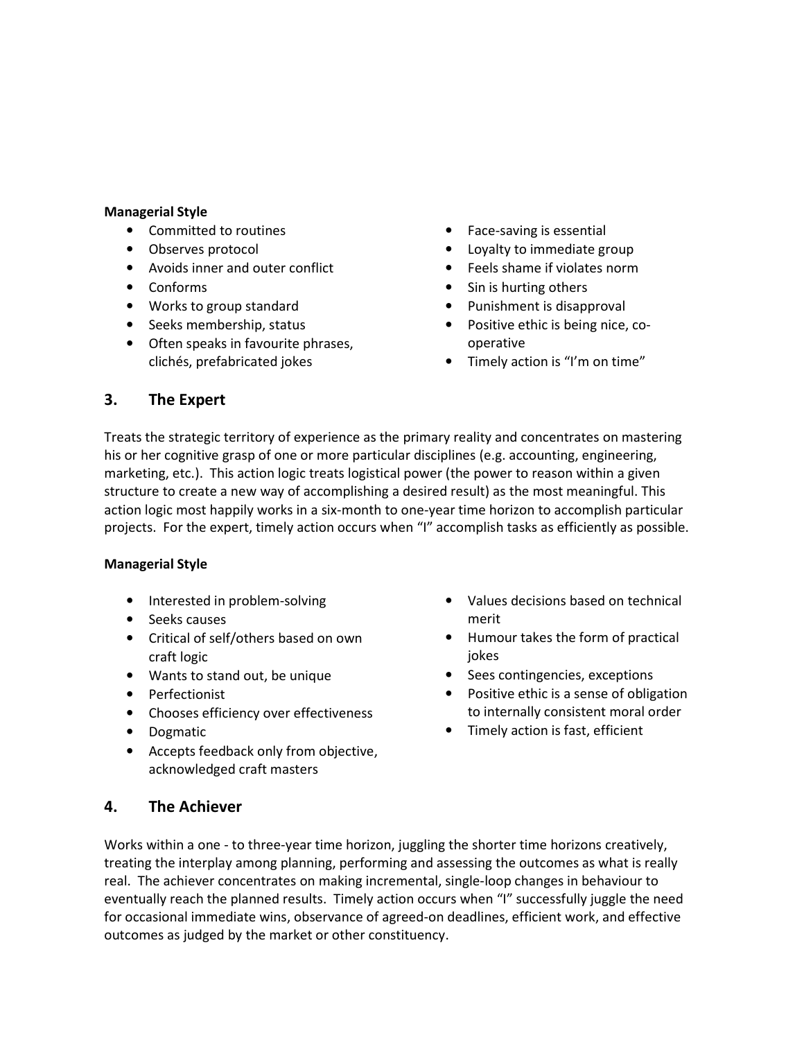**Managerial Style**

- Committed to routines
- Observes protocol
- Avoids inner and outer conflict
- Conforms
- Works to group standard
- Seeks membership, status
- Often speaks in favourite phrases, clichés, prefabricated jokes
- Face-saving is essential
- Loyalty to immediate group
- Feels shame if violates norm
- Sin is hurting others
- Punishment is disapproval
- Positive ethic is being nice, co-operative
- Timely action is "I'm on time"

## 3. The Expert

Treats the strategic territory of experience as the primary reality and concentrates on mastering his or her cognitive grasp of one or more particular disciplines (e.g. accounting, engineering, marketing, etc.). This action logic treats logistical power (the power to reason within a given structure to create a new way of accomplishing a desired result) as the most meaningful. This action logic most happily works in a six-month to one-year time horizon to accomplish particular projects. For the expert, timely action occurs when "I" accomplish tasks as efficiently as possible.

**Managerial Style**

- Interested in problem-solving
- Seeks causes
- Critical of self/others based on own craft logic
- Wants to stand out, be unique
- Perfectionist
- Chooses efficiency over effectiveness
- Dogmatic
- Accepts feedback only from objective, acknowledged craft masters
- Values decisions based on technical merit
- Humour takes the form of practical jokes
- Sees contingencies, exceptions
- Positive ethic is a sense of obligation to internally consistent moral order
- Timely action is fast, efficient

## 4. The Achiever

Works within a one - to three-year time horizon, juggling the shorter time horizons creatively, treating the interplay among planning, performing and assessing the outcomes as what is really real. The achiever concentrates on making incremental, single-loop changes in behaviour to eventually reach the planned results. Timely action occurs when "I" successfully juggle the need for occasional immediate wins, observance of agreed-on deadlines, efficient work, and effective outcomes as judged by the market or other constituency.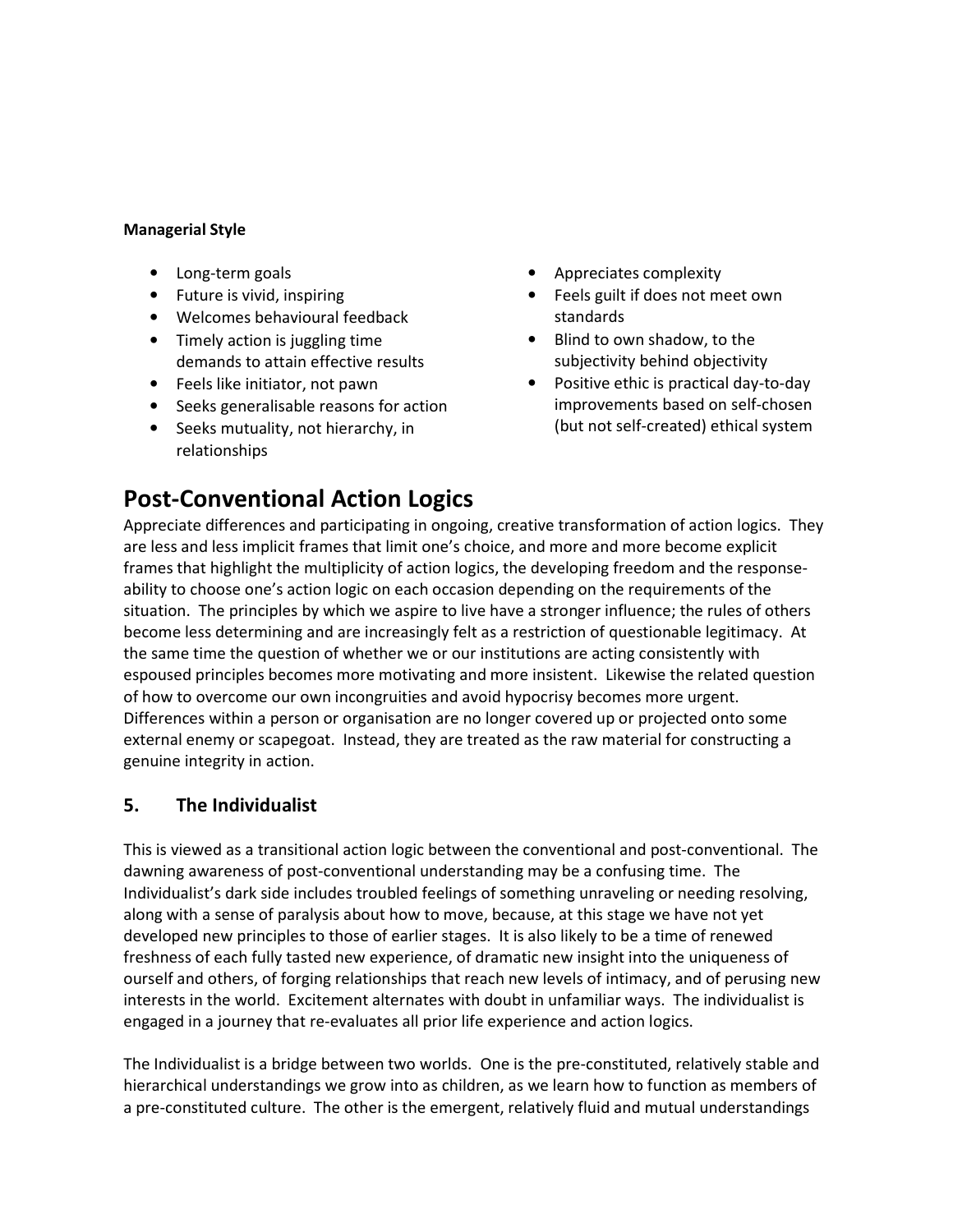**Managerial Style**

- Long-term goals
- Future is vivid, inspiring
- Welcomes behavioural feedback
- Timely action is juggling time demands to attain effective results
- Feels like initiator, not pawn
- Seeks generalisable reasons for action
- Seeks mutuality, not hierarchy, in relationships
- Appreciates complexity
- Feels guilt if does not meet own standards
- Blind to own shadow, to the subjectivity behind objectivity
- Positive ethic is practical day-to-day improvements based on self-chosen (but not self-created) ethical system

# Post-Conventional Action Logics

Appreciate differences and participating in ongoing, creative transformation of action logics. They are less and less implicit frames that limit one's choice, and more and more become explicit frames that highlight the multiplicity of action logics, the developing freedom and the response-ability to choose one's action logic on each occasion depending on the requirements of the situation. The principles by which we aspire to live have a stronger influence; the rules of others become less determining and are increasingly felt as a restriction of questionable legitimacy. At the same time the question of whether we or our institutions are acting consistently with espoused principles becomes more motivating and more insistent. Likewise the related question of how to overcome our own incongruities and avoid hypocrisy becomes more urgent. Differences within a person or organisation are no longer covered up or projected onto some external enemy or scapegoat. Instead, they are treated as the raw material for constructing a genuine integrity in action.

## 5. The Individualist

This is viewed as a transitional action logic between the conventional and post-conventional. The dawning awareness of post-conventional understanding may be a confusing time. The Individualist's dark side includes troubled feelings of something unraveling or needing resolving, along with a sense of paralysis about how to move, because, at this stage we have not yet developed new principles to those of earlier stages. It is also likely to be a time of renewed freshness of each fully tasted new experience, of dramatic new insight into the uniqueness of ourself and others, of forging relationships that reach new levels of intimacy, and of perusing new interests in the world. Excitement alternates with doubt in unfamiliar ways. The individualist is engaged in a journey that re-evaluates all prior life experience and action logics.

The Individualist is a bridge between two worlds. One is the pre-constituted, relatively stable and hierarchical understandings we grow into as children, as we learn how to function as members of a pre-constituted culture. The other is the emergent, relatively fluid and mutual understandings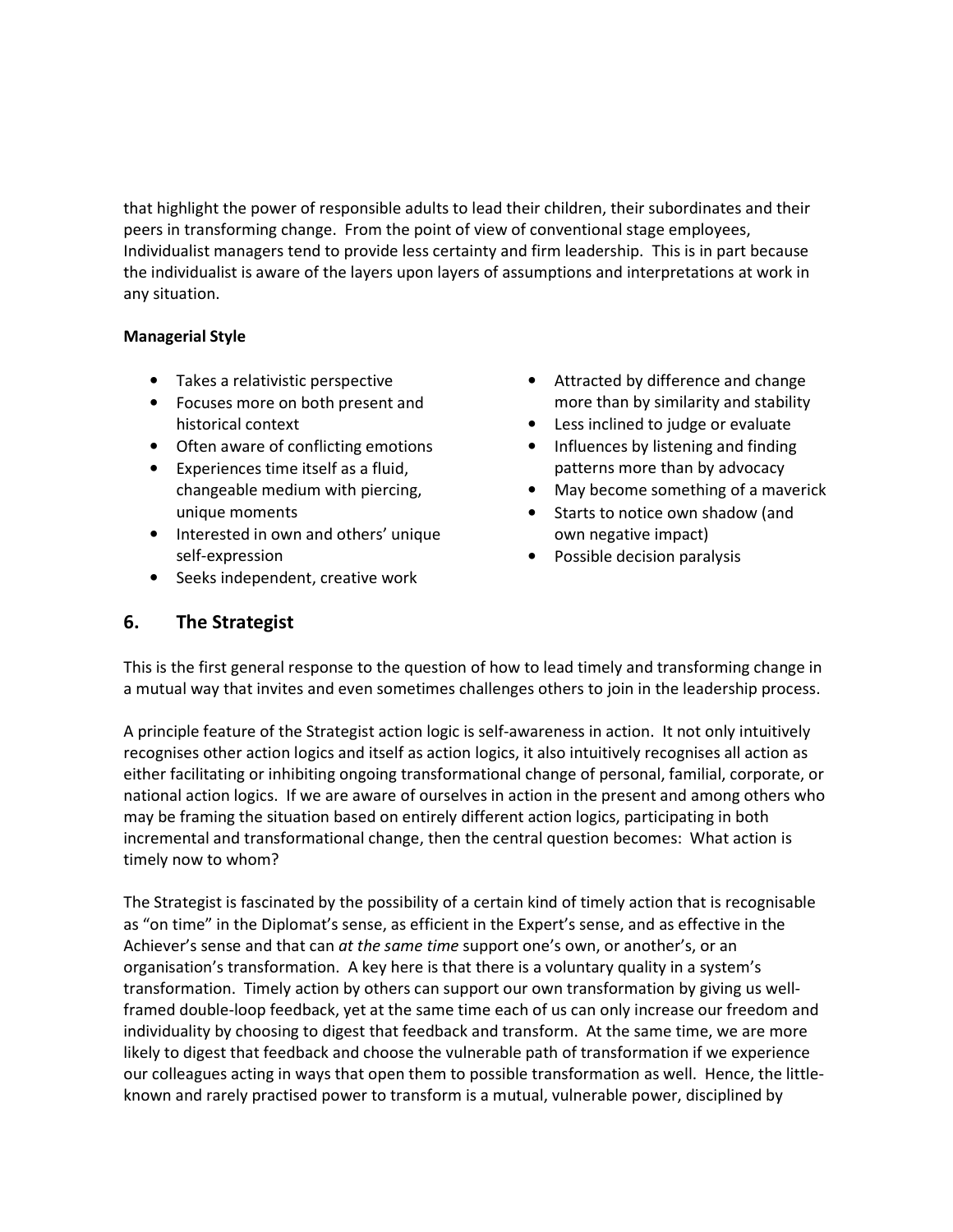that highlight the power of responsible adults to lead their children, their subordinates and their peers in transforming change. From the point of view of conventional stage employees, Individualist managers tend to provide less certainty and firm leadership. This is in part because the individualist is aware of the layers upon layers of assumptions and interpretations at work in any situation.

**Managerial Style**

- Takes a relativistic perspective
- Focuses more on both present and historical context
- Often aware of conflicting emotions
- Experiences time itself as a fluid, changeable medium with piercing, unique moments
- Interested in own and others' unique self-expression
- Seeks independent, creative work
- Attracted by difference and change more than by similarity and stability
- Less inclined to judge or evaluate
- Influences by listening and finding patterns more than by advocacy
- May become something of a maverick
- Starts to notice own shadow (and own negative impact)
- Possible decision paralysis

## 6. The Strategist

This is the first general response to the question of how to lead timely and transforming change in a mutual way that invites and even sometimes challenges others to join in the leadership process.

A principle feature of the Strategist action logic is self-awareness in action. It not only intuitively recognises other action logics and itself as action logics, it also intuitively recognises all action as either facilitating or inhibiting ongoing transformational change of personal, familial, corporate, or national action logics. If we are aware of ourselves in action in the present and among others who may be framing the situation based on entirely different action logics, participating in both incremental and transformational change, then the central question becomes: What action is timely now to whom?

The Strategist is fascinated by the possibility of a certain kind of timely action that is recognisable as "on time" in the Diplomat's sense, as efficient in the Expert's sense, and as effective in the Achiever's sense and that can *at the same time* support one's own, or another's, or an organisation's transformation. A key here is that there is a voluntary quality in a system's transformation. Timely action by others can support our own transformation by giving us well-framed double-loop feedback, yet at the same time each of us can only increase our freedom and individuality by choosing to digest that feedback and transform. At the same time, we are more likely to digest that feedback and choose the vulnerable path of transformation if we experience our colleagues acting in ways that open them to possible transformation as well. Hence, the little-known and rarely practised power to transform is a mutual, vulnerable power, disciplined by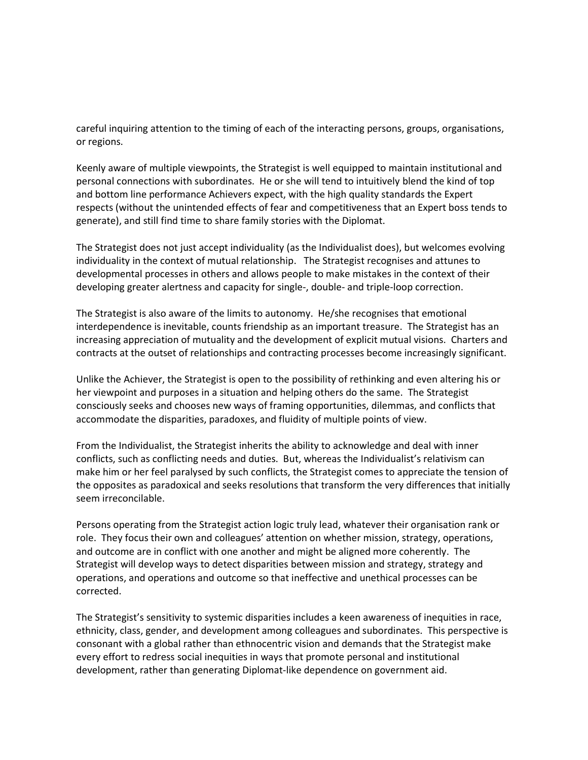careful inquiring attention to the timing of each of the interacting persons, groups, organisations, or regions.

Keenly aware of multiple viewpoints, the Strategist is well equipped to maintain institutional and personal connections with subordinates. He or she will tend to intuitively blend the kind of top and bottom line performance Achievers expect, with the high quality standards the Expert respects (without the unintended effects of fear and competitiveness that an Expert boss tends to generate), and still find time to share family stories with the Diplomat.

The Strategist does not just accept individuality (as the Individualist does), but welcomes evolving individuality in the context of mutual relationship. The Strategist recognises and attunes to developmental processes in others and allows people to make mistakes in the context of their developing greater alertness and capacity for single-, double- and triple-loop correction.

The Strategist is also aware of the limits to autonomy. He/she recognises that emotional interdependence is inevitable, counts friendship as an important treasure. The Strategist has an increasing appreciation of mutuality and the development of explicit mutual visions. Charters and contracts at the outset of relationships and contracting processes become increasingly significant.

Unlike the Achiever, the Strategist is open to the possibility of rethinking and even altering his or her viewpoint and purposes in a situation and helping others do the same. The Strategist consciously seeks and chooses new ways of framing opportunities, dilemmas, and conflicts that accommodate the disparities, paradoxes, and fluidity of multiple points of view.

From the Individualist, the Strategist inherits the ability to acknowledge and deal with inner conflicts, such as conflicting needs and duties. But, whereas the Individualist's relativism can make him or her feel paralysed by such conflicts, the Strategist comes to appreciate the tension of the opposites as paradoxical and seeks resolutions that transform the very differences that initially seem irreconcilable.

Persons operating from the Strategist action logic truly lead, whatever their organisation rank or role. They focus their own and colleagues' attention on whether mission, strategy, operations, and outcome are in conflict with one another and might be aligned more coherently. The Strategist will develop ways to detect disparities between mission and strategy, strategy and operations, and operations and outcome so that ineffective and unethical processes can be corrected.

The Strategist's sensitivity to systemic disparities includes a keen awareness of inequities in race, ethnicity, class, gender, and development among colleagues and subordinates. This perspective is consonant with a global rather than ethnocentric vision and demands that the Strategist make every effort to redress social inequities in ways that promote personal and institutional development, rather than generating Diplomat-like dependence on government aid.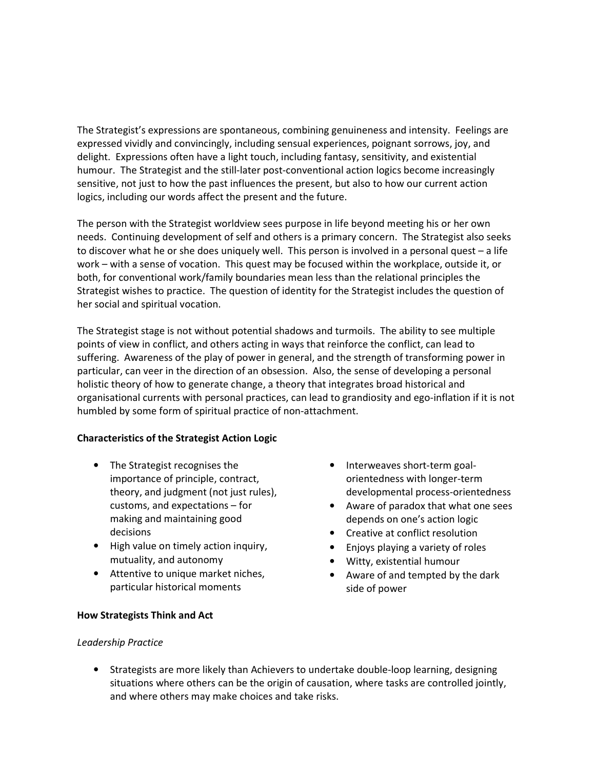The Strategist's expressions are spontaneous, combining genuineness and intensity. Feelings are expressed vividly and convincingly, including sensual experiences, poignant sorrows, joy, and delight. Expressions often have a light touch, including fantasy, sensitivity, and existential humour. The Strategist and the still-later post-conventional action logics become increasingly sensitive, not just to how the past influences the present, but also to how our current action logics, including our words affect the present and the future.

The person with the Strategist worldview sees purpose in life beyond meeting his or her own needs. Continuing development of self and others is a primary concern. The Strategist also seeks to discover what he or she does uniquely well. This person is involved in a personal quest – a life work – with a sense of vocation. This quest may be focused within the workplace, outside it, or both, for conventional work/family boundaries mean less than the relational principles the Strategist wishes to practice. The question of identity for the Strategist includes the question of her social and spiritual vocation.

The Strategist stage is not without potential shadows and turmoils. The ability to see multiple points of view in conflict, and others acting in ways that reinforce the conflict, can lead to suffering. Awareness of the play of power in general, and the strength of transforming power in particular, can veer in the direction of an obsession. Also, the sense of developing a personal holistic theory of how to generate change, a theory that integrates broad historical and organisational currents with personal practices, can lead to grandiosity and ego-inflation if it is not humbled by some form of spiritual practice of non-attachment.

**Characteristics of the Strategist Action Logic**

- The Strategist recognises the importance of principle, contract, theory, and judgment (not just rules), customs, and expectations – for making and maintaining good decisions
- High value on timely action inquiry, mutuality, and autonomy
- Attentive to unique market niches, particular historical moments
- Interweaves short-term goal-orientedness with longer-term developmental process-orientedness
- Aware of paradox that what one sees depends on one's action logic
- Creative at conflict resolution
- Enjoys playing a variety of roles
- Witty, existential humour
- Aware of and tempted by the dark side of power

**How Strategists Think and Act**

*Leadership Practice*

- Strategists are more likely than Achievers to undertake double-loop learning, designing situations where others can be the origin of causation, where tasks are controlled jointly, and where others may make choices and take risks.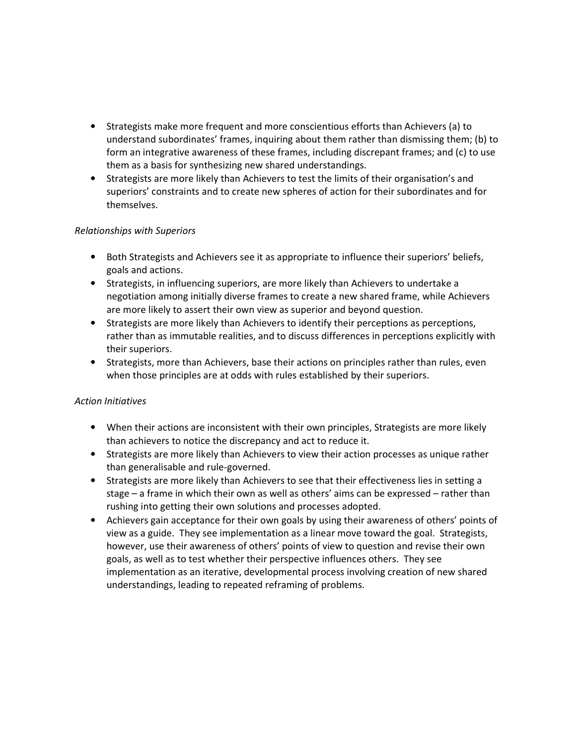- Strategists make more frequent and more conscientious efforts than Achievers (a) to understand subordinates' frames, inquiring about them rather than dismissing them; (b) to form an integrative awareness of these frames, including discrepant frames; and (c) to use them as a basis for synthesizing new shared understandings.
- Strategists are more likely than Achievers to test the limits of their organisation's and superiors' constraints and to create new spheres of action for their subordinates and for themselves.

*Relationships with Superiors*

- Both Strategists and Achievers see it as appropriate to influence their superiors' beliefs, goals and actions.
- Strategists, in influencing superiors, are more likely than Achievers to undertake a negotiation among initially diverse frames to create a new shared frame, while Achievers are more likely to assert their own view as superior and beyond question.
- Strategists are more likely than Achievers to identify their perceptions as perceptions, rather than as immutable realities, and to discuss differences in perceptions explicitly with their superiors.
- Strategists, more than Achievers, base their actions on principles rather than rules, even when those principles are at odds with rules established by their superiors.

*Action Initiatives*

- When their actions are inconsistent with their own principles, Strategists are more likely than achievers to notice the discrepancy and act to reduce it.
- Strategists are more likely than Achievers to view their action processes as unique rather than generalisable and rule-governed.
- Strategists are more likely than Achievers to see that their effectiveness lies in setting a stage – a frame in which their own as well as others' aims can be expressed – rather than rushing into getting their own solutions and processes adopted.
- Achievers gain acceptance for their own goals by using their awareness of others' points of view as a guide. They see implementation as a linear move toward the goal. Strategists, however, use their awareness of others' points of view to question and revise their own goals, as well as to test whether their perspective influences others. They see implementation as an iterative, developmental process involving creation of new shared understandings, leading to repeated reframing of problems.